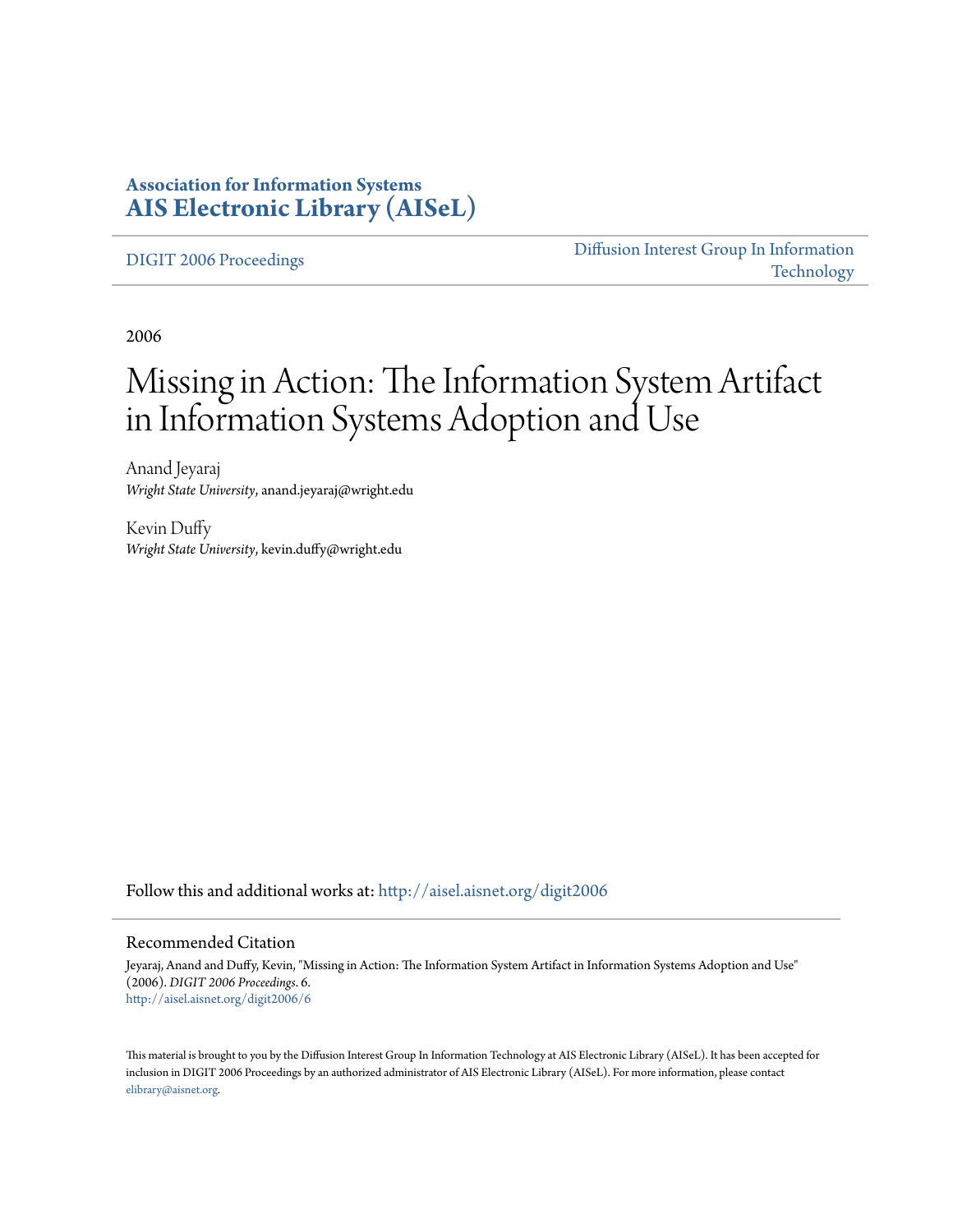**Association for Information Systems**
**AIS Electronic Library (AISeL)**

DIGIT 2006 Proceedings

Diffusion Interest Group In Information Technology

2006

# Missing in Action: The Information System Artifact in Information Systems Adoption and Use

Anand Jeyaraj
*Wright State University*, anand.jeyaraj@wright.edu

Kevin Duffy
*Wright State University*, kevin.duffy@wright.edu

Follow this and additional works at: http://aisel.aisnet.org/digit2006

## Recommended Citation

Jeyaraj, Anand and Duffy, Kevin, "Missing in Action: The Information System Artifact in Information Systems Adoption and Use" (2006). *DIGIT 2006 Proceedings*. 6.
http://aisel.aisnet.org/digit2006/6

This material is brought to you by the Diffusion Interest Group In Information Technology at AIS Electronic Library (AISeL). It has been accepted for inclusion in DIGIT 2006 Proceedings by an authorized administrator of AIS Electronic Library (AISeL). For more information, please contact elibrary@aisnet.org.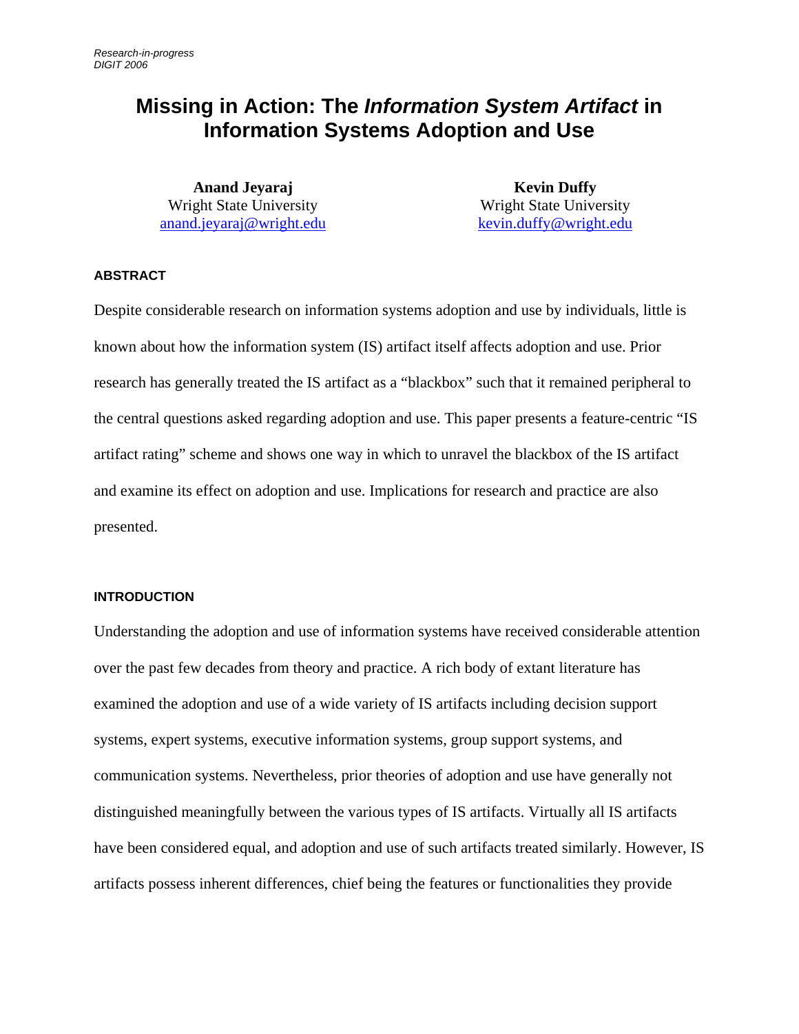Research-in-progress
DIGIT 2006

# Missing in Action: The *Information System Artifact* in Information Systems Adoption and Use

**Anand Jeyaraj**
Wright State University
anand.jeyaraj@wright.edu

**Kevin Duffy**
Wright State University
kevin.duffy@wright.edu

## ABSTRACT

Despite considerable research on information systems adoption and use by individuals, little is known about how the information system (IS) artifact itself affects adoption and use. Prior research has generally treated the IS artifact as a "blackbox" such that it remained peripheral to the central questions asked regarding adoption and use. This paper presents a feature-centric "IS artifact rating" scheme and shows one way in which to unravel the blackbox of the IS artifact and examine its effect on adoption and use. Implications for research and practice are also presented.

## INTRODUCTION

Understanding the adoption and use of information systems have received considerable attention over the past few decades from theory and practice. A rich body of extant literature has examined the adoption and use of a wide variety of IS artifacts including decision support systems, expert systems, executive information systems, group support systems, and communication systems. Nevertheless, prior theories of adoption and use have generally not distinguished meaningfully between the various types of IS artifacts. Virtually all IS artifacts have been considered equal, and adoption and use of such artifacts treated similarly. However, IS artifacts possess inherent differences, chief being the features or functionalities they provide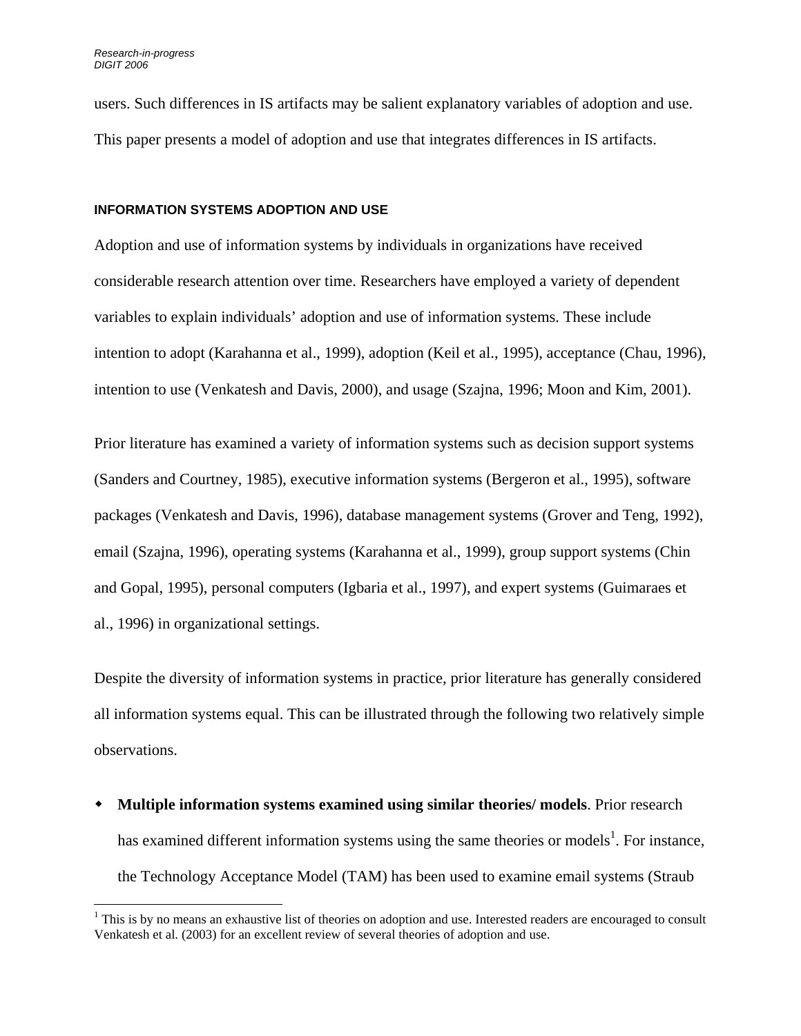users. Such differences in IS artifacts may be salient explanatory variables of adoption and use. This paper presents a model of adoption and use that integrates differences in IS artifacts.

#### INFORMATION SYSTEMS ADOPTION AND USE

Adoption and use of information systems by individuals in organizations have received considerable research attention over time. Researchers have employed a variety of dependent variables to explain individuals' adoption and use of information systems. These include intention to adopt (Karahanna et al., 1999), adoption (Keil et al., 1995), acceptance (Chau, 1996), intention to use (Venkatesh and Davis, 2000), and usage (Szajna, 1996; Moon and Kim, 2001).

Prior literature has examined a variety of information systems such as decision support systems (Sanders and Courtney, 1985), executive information systems (Bergeron et al., 1995), software packages (Venkatesh and Davis, 1996), database management systems (Grover and Teng, 1992), email (Szajna, 1996), operating systems (Karahanna et al., 1999), group support systems (Chin and Gopal, 1995), personal computers (Igbaria et al., 1997), and expert systems (Guimaraes et al., 1996) in organizational settings.

Despite the diversity of information systems in practice, prior literature has generally considered all information systems equal. This can be illustrated through the following two relatively simple observations.

- **Multiple information systems examined using similar theories/ models**. Prior research has examined different information systems using the same theories or models[1]. For instance, the Technology Acceptance Model (TAM) has been used to examine email systems (Straub

[1] This is by no means an exhaustive list of theories on adoption and use. Interested readers are encouraged to consult Venkatesh et al. (2003) for an excellent review of several theories of adoption and use.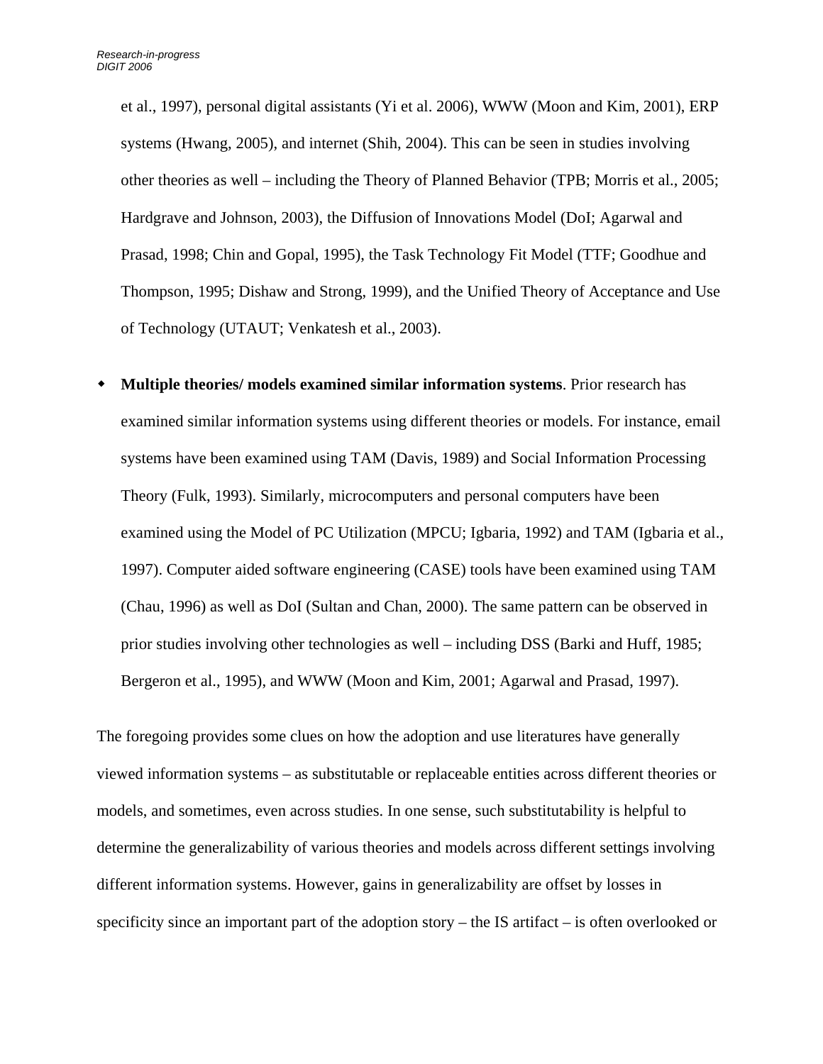et al., 1997), personal digital assistants (Yi et al. 2006), WWW (Moon and Kim, 2001), ERP systems (Hwang, 2005), and internet (Shih, 2004). This can be seen in studies involving other theories as well – including the Theory of Planned Behavior (TPB; Morris et al., 2005; Hardgrave and Johnson, 2003), the Diffusion of Innovations Model (DoI; Agarwal and Prasad, 1998; Chin and Gopal, 1995), the Task Technology Fit Model (TTF; Goodhue and Thompson, 1995; Dishaw and Strong, 1999), and the Unified Theory of Acceptance and Use of Technology (UTAUT; Venkatesh et al., 2003).

- **Multiple theories/ models examined similar information systems**. Prior research has examined similar information systems using different theories or models. For instance, email systems have been examined using TAM (Davis, 1989) and Social Information Processing Theory (Fulk, 1993). Similarly, microcomputers and personal computers have been examined using the Model of PC Utilization (MPCU; Igbaria, 1992) and TAM (Igbaria et al., 1997). Computer aided software engineering (CASE) tools have been examined using TAM (Chau, 1996) as well as DoI (Sultan and Chan, 2000). The same pattern can be observed in prior studies involving other technologies as well – including DSS (Barki and Huff, 1985; Bergeron et al., 1995), and WWW (Moon and Kim, 2001; Agarwal and Prasad, 1997).

The foregoing provides some clues on how the adoption and use literatures have generally viewed information systems – as substitutable or replaceable entities across different theories or models, and sometimes, even across studies. In one sense, such substitutability is helpful to determine the generalizability of various theories and models across different settings involving different information systems. However, gains in generalizability are offset by losses in specificity since an important part of the adoption story – the IS artifact – is often overlooked or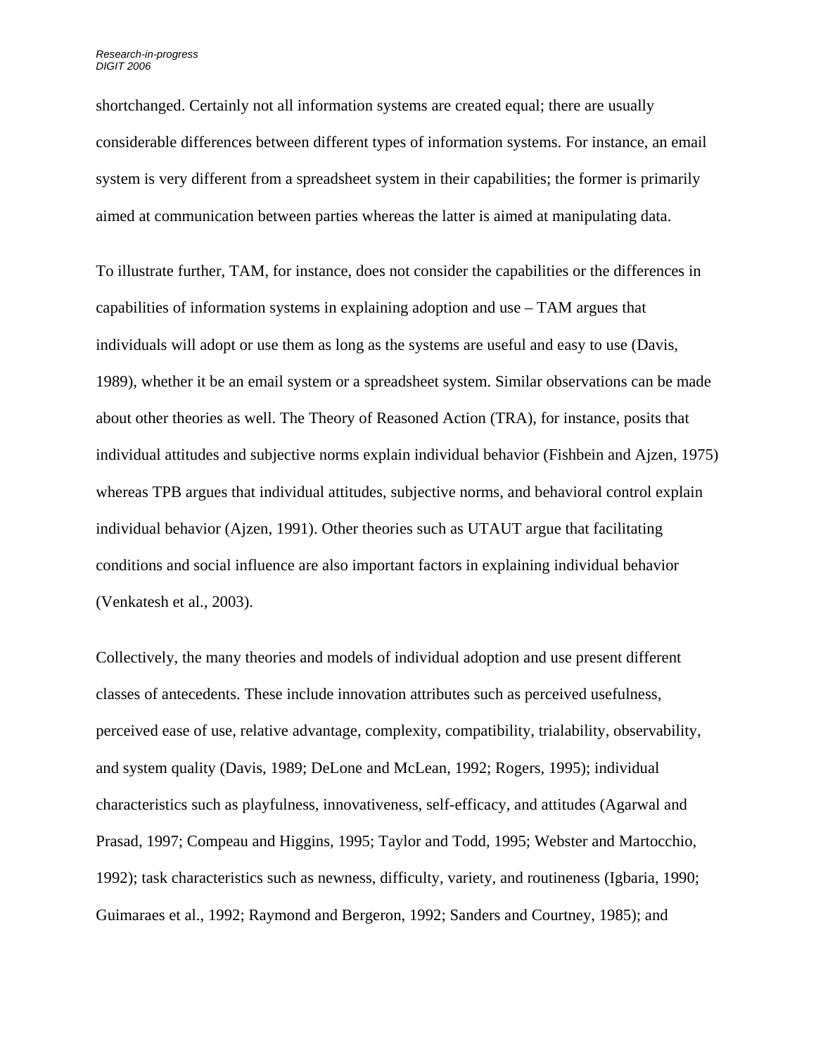shortchanged. Certainly not all information systems are created equal; there are usually considerable differences between different types of information systems. For instance, an email system is very different from a spreadsheet system in their capabilities; the former is primarily aimed at communication between parties whereas the latter is aimed at manipulating data.

To illustrate further, TAM, for instance, does not consider the capabilities or the differences in capabilities of information systems in explaining adoption and use – TAM argues that individuals will adopt or use them as long as the systems are useful and easy to use (Davis, 1989), whether it be an email system or a spreadsheet system. Similar observations can be made about other theories as well. The Theory of Reasoned Action (TRA), for instance, posits that individual attitudes and subjective norms explain individual behavior (Fishbein and Ajzen, 1975) whereas TPB argues that individual attitudes, subjective norms, and behavioral control explain individual behavior (Ajzen, 1991). Other theories such as UTAUT argue that facilitating conditions and social influence are also important factors in explaining individual behavior (Venkatesh et al., 2003).

Collectively, the many theories and models of individual adoption and use present different classes of antecedents. These include innovation attributes such as perceived usefulness, perceived ease of use, relative advantage, complexity, compatibility, trialability, observability, and system quality (Davis, 1989; DeLone and McLean, 1992; Rogers, 1995); individual characteristics such as playfulness, innovativeness, self-efficacy, and attitudes (Agarwal and Prasad, 1997; Compeau and Higgins, 1995; Taylor and Todd, 1995; Webster and Martocchio, 1992); task characteristics such as newness, difficulty, variety, and routineness (Igbaria, 1990; Guimaraes et al., 1992; Raymond and Bergeron, 1992; Sanders and Courtney, 1985); and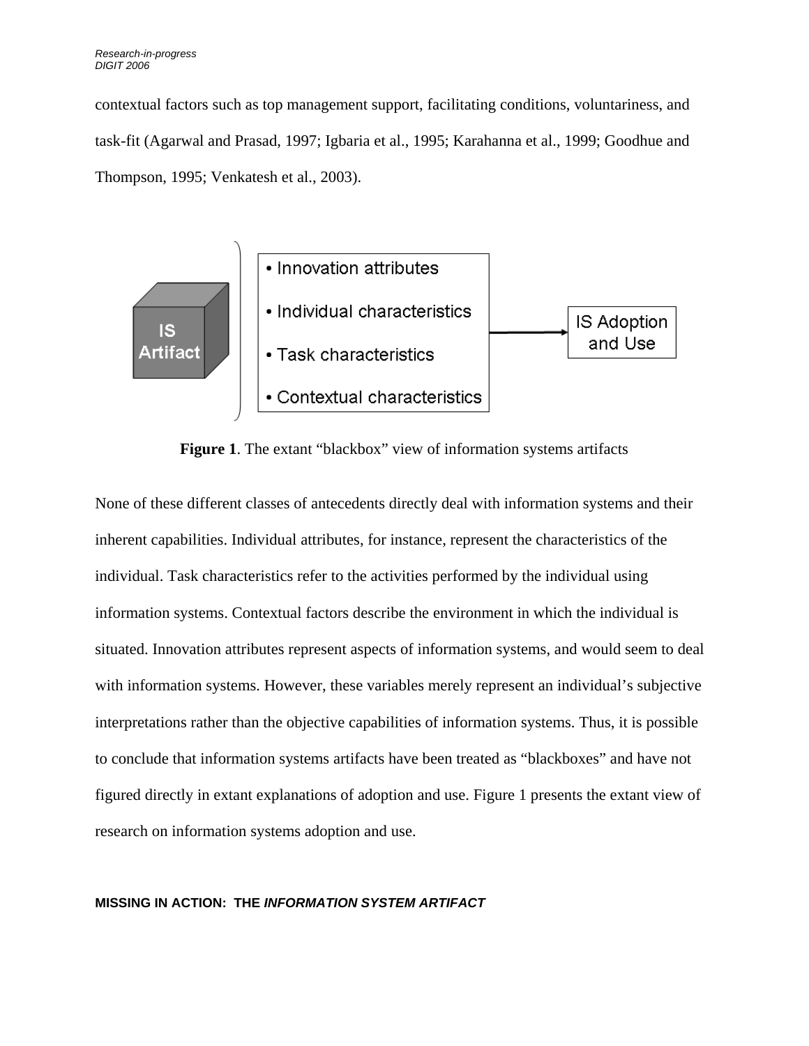contextual factors such as top management support, facilitating conditions, voluntariness, and task-fit (Agarwal and Prasad, 1997; Igbaria et al., 1995; Karahanna et al., 1999; Goodhue and Thompson, 1995; Venkatesh et al., 2003).

IS Artifact

- Innovation attributes
- Individual characteristics
- Task characteristics
- Contextual characteristics

IS Adoption and Use

**Figure 1**. The extant "blackbox" view of information systems artifacts

None of these different classes of antecedents directly deal with information systems and their inherent capabilities. Individual attributes, for instance, represent the characteristics of the individual. Task characteristics refer to the activities performed by the individual using information systems. Contextual factors describe the environment in which the individual is situated. Innovation attributes represent aspects of information systems, and would seem to deal with information systems. However, these variables merely represent an individual's subjective interpretations rather than the objective capabilities of information systems. Thus, it is possible to conclude that information systems artifacts have been treated as "blackboxes" and have not figured directly in extant explanations of adoption and use. Figure 1 presents the extant view of research on information systems adoption and use.

## MISSING IN ACTION: THE *INFORMATION SYSTEM ARTIFACT*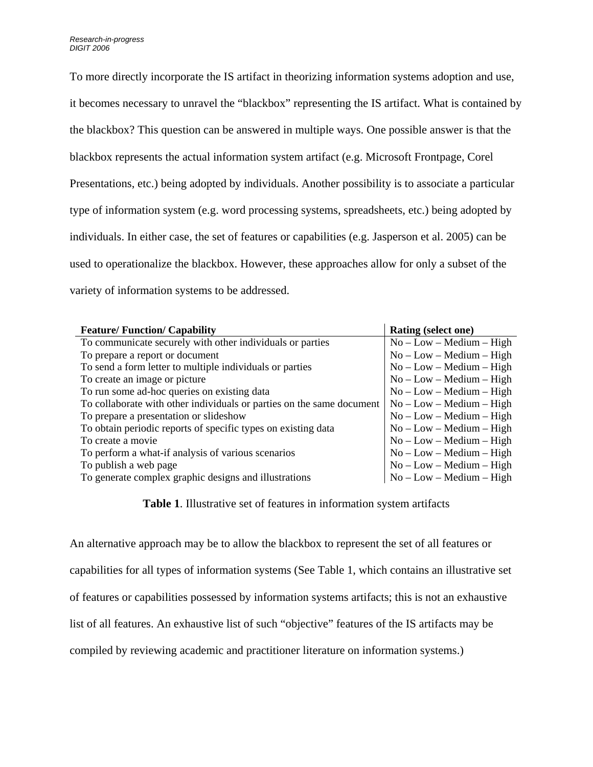To more directly incorporate the IS artifact in theorizing information systems adoption and use, it becomes necessary to unravel the "blackbox" representing the IS artifact. What is contained by the blackbox? This question can be answered in multiple ways. One possible answer is that the blackbox represents the actual information system artifact (e.g. Microsoft Frontpage, Corel Presentations, etc.) being adopted by individuals. Another possibility is to associate a particular type of information system (e.g. word processing systems, spreadsheets, etc.) being adopted by individuals. In either case, the set of features or capabilities (e.g. Jasperson et al. 2005) can be used to operationalize the blackbox. However, these approaches allow for only a subset of the variety of information systems to be addressed.

| **Feature/ Function/ Capability** | **Rating (select one)** |
|---|---|
| To communicate securely with other individuals or parties | No – Low – Medium – High |
| To prepare a report or document | No – Low – Medium – High |
| To send a form letter to multiple individuals or parties | No – Low – Medium – High |
| To create an image or picture | No – Low – Medium – High |
| To run some ad-hoc queries on existing data | No – Low – Medium – High |
| To collaborate with other individuals or parties on the same document | No – Low – Medium – High |
| To prepare a presentation or slideshow | No – Low – Medium – High |
| To obtain periodic reports of specific types on existing data | No – Low – Medium – High |
| To create a movie | No – Low – Medium – High |
| To perform a what-if analysis of various scenarios | No – Low – Medium – High |
| To publish a web page | No – Low – Medium – High |
| To generate complex graphic designs and illustrations | No – Low – Medium – High |

**Table 1**. Illustrative set of features in information system artifacts

An alternative approach may be to allow the blackbox to represent the set of all features or capabilities for all types of information systems (See Table 1, which contains an illustrative set of features or capabilities possessed by information systems artifacts; this is not an exhaustive list of all features. An exhaustive list of such "objective" features of the IS artifacts may be compiled by reviewing academic and practitioner literature on information systems.)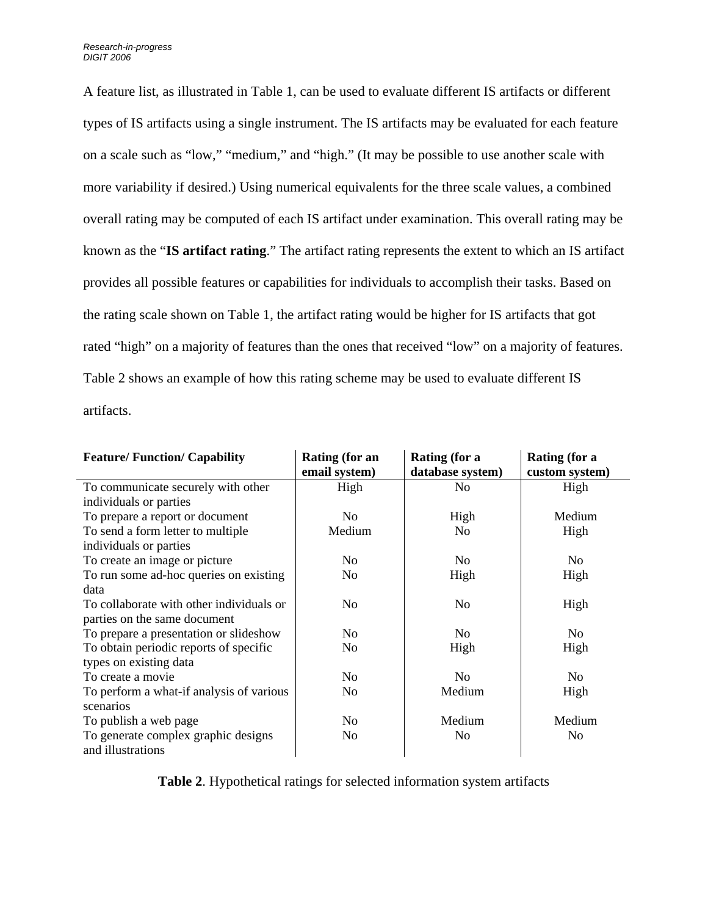A feature list, as illustrated in Table 1, can be used to evaluate different IS artifacts or different types of IS artifacts using a single instrument. The IS artifacts may be evaluated for each feature on a scale such as "low," "medium," and "high." (It may be possible to use another scale with more variability if desired.) Using numerical equivalents for the three scale values, a combined overall rating may be computed of each IS artifact under examination. This overall rating may be known as the "**IS artifact rating**." The artifact rating represents the extent to which an IS artifact provides all possible features or capabilities for individuals to accomplish their tasks. Based on the rating scale shown on Table 1, the artifact rating would be higher for IS artifacts that got rated "high" on a majority of features than the ones that received "low" on a majority of features. Table 2 shows an example of how this rating scheme may be used to evaluate different IS artifacts.

| **Feature/ Function/ Capability** | **Rating (for an email system)** | **Rating (for a database system)** | **Rating (for a custom system)** |
|---|---|---|---|
| To communicate securely with other individuals or parties | High | No | High |
| To prepare a report or document | No | High | Medium |
| To send a form letter to multiple individuals or parties | Medium | No | High |
| To create an image or picture | No | No | No |
| To run some ad-hoc queries on existing data | No | High | High |
| To collaborate with other individuals or parties on the same document | No | No | High |
| To prepare a presentation or slideshow | No | No | No |
| To obtain periodic reports of specific types on existing data | No | High | High |
| To create a movie | No | No | No |
| To perform a what-if analysis of various scenarios | No | Medium | High |
| To publish a web page | No | Medium | Medium |
| To generate complex graphic designs and illustrations | No | No | No |

**Table 2**. Hypothetical ratings for selected information system artifacts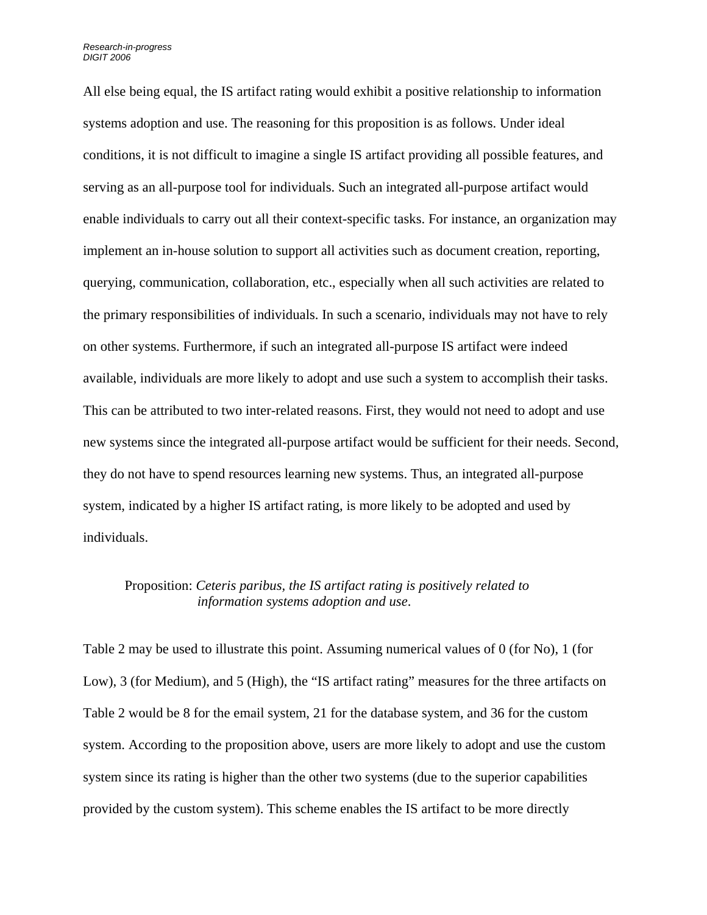All else being equal, the IS artifact rating would exhibit a positive relationship to information systems adoption and use. The reasoning for this proposition is as follows. Under ideal conditions, it is not difficult to imagine a single IS artifact providing all possible features, and serving as an all-purpose tool for individuals. Such an integrated all-purpose artifact would enable individuals to carry out all their context-specific tasks. For instance, an organization may implement an in-house solution to support all activities such as document creation, reporting, querying, communication, collaboration, etc., especially when all such activities are related to the primary responsibilities of individuals. In such a scenario, individuals may not have to rely on other systems. Furthermore, if such an integrated all-purpose IS artifact were indeed available, individuals are more likely to adopt and use such a system to accomplish their tasks. This can be attributed to two inter-related reasons. First, they would not need to adopt and use new systems since the integrated all-purpose artifact would be sufficient for their needs. Second, they do not have to spend resources learning new systems. Thus, an integrated all-purpose system, indicated by a higher IS artifact rating, is more likely to be adopted and used by individuals.

> Proposition: *Ceteris paribus, the IS artifact rating is positively related to information systems adoption and use*.

Table 2 may be used to illustrate this point. Assuming numerical values of 0 (for No), 1 (for Low), 3 (for Medium), and 5 (High), the "IS artifact rating" measures for the three artifacts on Table 2 would be 8 for the email system, 21 for the database system, and 36 for the custom system. According to the proposition above, users are more likely to adopt and use the custom system since its rating is higher than the other two systems (due to the superior capabilities provided by the custom system). This scheme enables the IS artifact to be more directly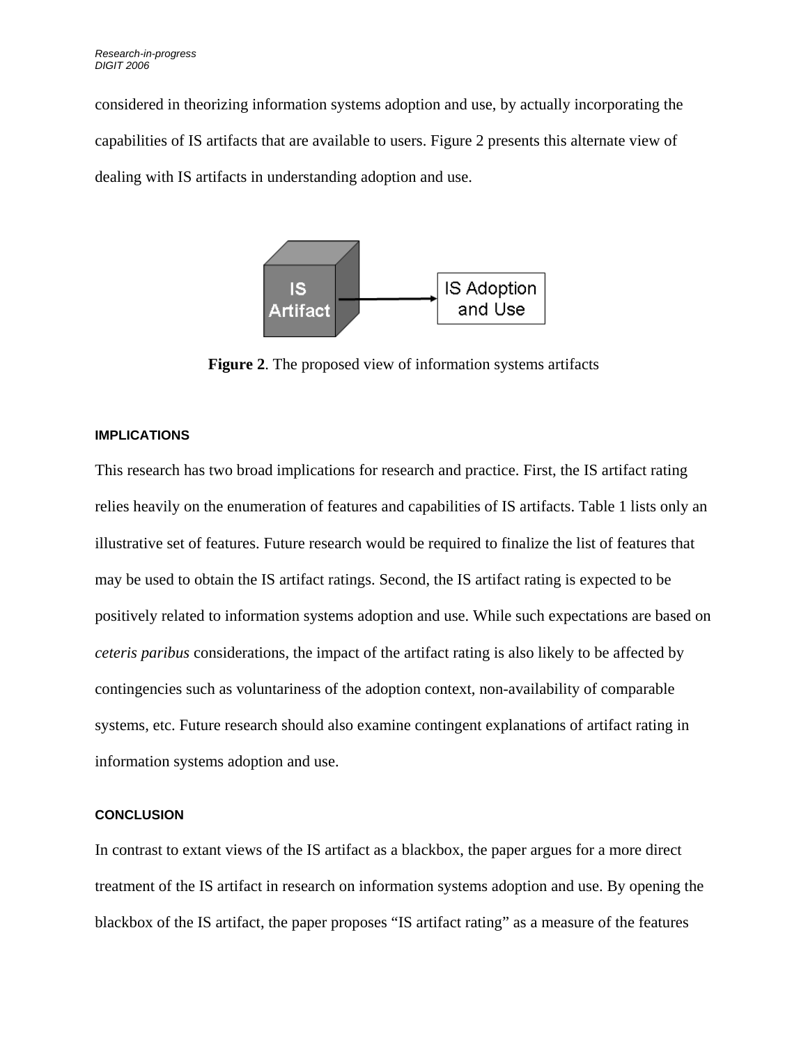considered in theorizing information systems adoption and use, by actually incorporating the capabilities of IS artifacts that are available to users. Figure 2 presents this alternate view of dealing with IS artifacts in understanding adoption and use.

**Figure 2**. The proposed view of information systems artifacts

### IMPLICATIONS

This research has two broad implications for research and practice. First, the IS artifact rating relies heavily on the enumeration of features and capabilities of IS artifacts. Table 1 lists only an illustrative set of features. Future research would be required to finalize the list of features that may be used to obtain the IS artifact ratings. Second, the IS artifact rating is expected to be positively related to information systems adoption and use. While such expectations are based on *ceteris paribus* considerations, the impact of the artifact rating is also likely to be affected by contingencies such as voluntariness of the adoption context, non-availability of comparable systems, etc. Future research should also examine contingent explanations of artifact rating in information systems adoption and use.

### CONCLUSION

In contrast to extant views of the IS artifact as a blackbox, the paper argues for a more direct treatment of the IS artifact in research on information systems adoption and use. By opening the blackbox of the IS artifact, the paper proposes "IS artifact rating" as a measure of the features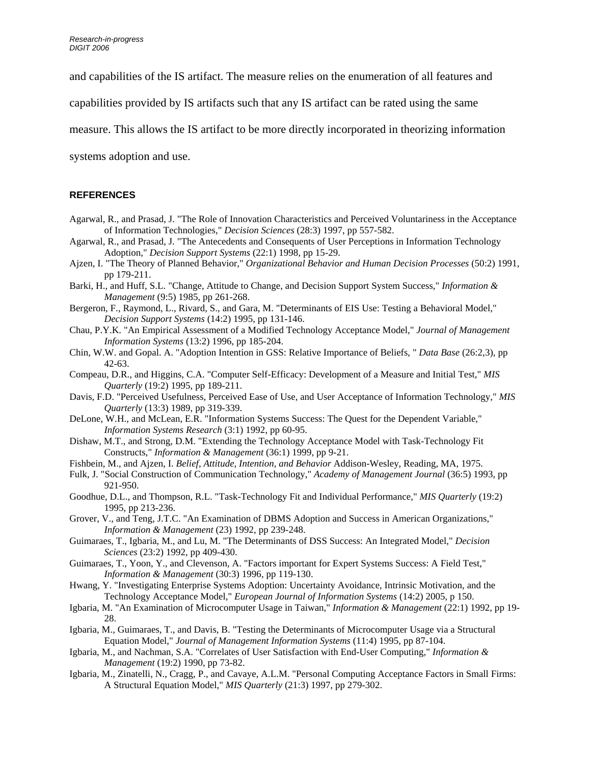and capabilities of the IS artifact. The measure relies on the enumeration of all features and capabilities provided by IS artifacts such that any IS artifact can be rated using the same measure. This allows the IS artifact to be more directly incorporated in theorizing information systems adoption and use.

## REFERENCES

Agarwal, R., and Prasad, J. "The Role of Innovation Characteristics and Perceived Voluntariness in the Acceptance of Information Technologies," *Decision Sciences* (28:3) 1997, pp 557-582.

Agarwal, R., and Prasad, J. "The Antecedents and Consequents of User Perceptions in Information Technology Adoption," *Decision Support Systems* (22:1) 1998, pp 15-29.

Ajzen, I. "The Theory of Planned Behavior," *Organizational Behavior and Human Decision Processes* (50:2) 1991, pp 179-211.

Barki, H., and Huff, S.L. "Change, Attitude to Change, and Decision Support System Success," *Information & Management* (9:5) 1985, pp 261-268.

Bergeron, F., Raymond, L., Rivard, S., and Gara, M. "Determinants of EIS Use: Testing a Behavioral Model," *Decision Support Systems* (14:2) 1995, pp 131-146.

Chau, P.Y.K. "An Empirical Assessment of a Modified Technology Acceptance Model," *Journal of Management Information Systems* (13:2) 1996, pp 185-204.

Chin, W.W. and Gopal. A. "Adoption Intention in GSS: Relative Importance of Beliefs, " *Data Base* (26:2,3), pp 42-63.

Compeau, D.R., and Higgins, C.A. "Computer Self-Efficacy: Development of a Measure and Initial Test," *MIS Quarterly* (19:2) 1995, pp 189-211.

Davis, F.D. "Perceived Usefulness, Perceived Ease of Use, and User Acceptance of Information Technology," *MIS Quarterly* (13:3) 1989, pp 319-339.

DeLone, W.H., and McLean, E.R. "Information Systems Success: The Quest for the Dependent Variable," *Information Systems Research* (3:1) 1992, pp 60-95.

Dishaw, M.T., and Strong, D.M. "Extending the Technology Acceptance Model with Task-Technology Fit Constructs," *Information & Management* (36:1) 1999, pp 9-21.

Fishbein, M., and Ajzen, I. *Belief, Attitude, Intention, and Behavior* Addison-Wesley, Reading, MA, 1975.

Fulk, J. "Social Construction of Communication Technology," *Academy of Management Journal* (36:5) 1993, pp 921-950.

Goodhue, D.L., and Thompson, R.L. "Task-Technology Fit and Individual Performance," *MIS Quarterly* (19:2) 1995, pp 213-236.

Grover, V., and Teng, J.T.C. "An Examination of DBMS Adoption and Success in American Organizations," *Information & Management* (23) 1992, pp 239-248.

Guimaraes, T., Igbaria, M., and Lu, M. "The Determinants of DSS Success: An Integrated Model," *Decision Sciences* (23:2) 1992, pp 409-430.

Guimaraes, T., Yoon, Y., and Clevenson, A. "Factors important for Expert Systems Success: A Field Test," *Information & Management* (30:3) 1996, pp 119-130.

Hwang, Y. "Investigating Enterprise Systems Adoption: Uncertainty Avoidance, Intrinsic Motivation, and the Technology Acceptance Model," *European Journal of Information Systems* (14:2) 2005, p 150.

Igbaria, M. "An Examination of Microcomputer Usage in Taiwan," *Information & Management* (22:1) 1992, pp 19-28.

Igbaria, M., Guimaraes, T., and Davis, B. "Testing the Determinants of Microcomputer Usage via a Structural Equation Model," *Journal of Management Information Systems* (11:4) 1995, pp 87-104.

Igbaria, M., and Nachman, S.A. "Correlates of User Satisfaction with End-User Computing," *Information & Management* (19:2) 1990, pp 73-82.

Igbaria, M., Zinatelli, N., Cragg, P., and Cavaye, A.L.M. "Personal Computing Acceptance Factors in Small Firms: A Structural Equation Model," *MIS Quarterly* (21:3) 1997, pp 279-302.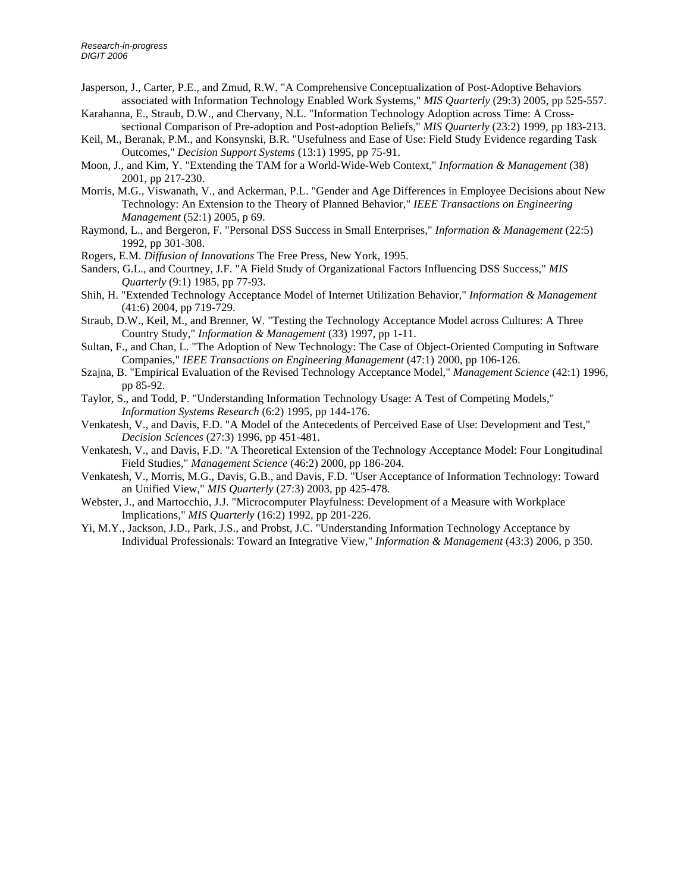Jasperson, J., Carter, P.E., and Zmud, R.W. "A Comprehensive Conceptualization of Post-Adoptive Behaviors associated with Information Technology Enabled Work Systems," *MIS Quarterly* (29:3) 2005, pp 525-557.

Karahanna, E., Straub, D.W., and Chervany, N.L. "Information Technology Adoption across Time: A Cross-sectional Comparison of Pre-adoption and Post-adoption Beliefs," *MIS Quarterly* (23:2) 1999, pp 183-213.

Keil, M., Beranak, P.M., and Konsynski, B.R. "Usefulness and Ease of Use: Field Study Evidence regarding Task Outcomes," *Decision Support Systems* (13:1) 1995, pp 75-91.

Moon, J., and Kim, Y. "Extending the TAM for a World-Wide-Web Context," *Information & Management* (38) 2001, pp 217-230.

Morris, M.G., Viswanath, V., and Ackerman, P.L. "Gender and Age Differences in Employee Decisions about New Technology: An Extension to the Theory of Planned Behavior," *IEEE Transactions on Engineering Management* (52:1) 2005, p 69.

Raymond, L., and Bergeron, F. "Personal DSS Success in Small Enterprises," *Information & Management* (22:5) 1992, pp 301-308.

Rogers, E.M. *Diffusion of Innovations* The Free Press, New York, 1995.

Sanders, G.L., and Courtney, J.F. "A Field Study of Organizational Factors Influencing DSS Success," *MIS Quarterly* (9:1) 1985, pp 77-93.

Shih, H. "Extended Technology Acceptance Model of Internet Utilization Behavior," *Information & Management* (41:6) 2004, pp 719-729.

Straub, D.W., Keil, M., and Brenner, W. "Testing the Technology Acceptance Model across Cultures: A Three Country Study," *Information & Management* (33) 1997, pp 1-11.

Sultan, F., and Chan, L. "The Adoption of New Technology: The Case of Object-Oriented Computing in Software Companies," *IEEE Transactions on Engineering Management* (47:1) 2000, pp 106-126.

Szajna, B. "Empirical Evaluation of the Revised Technology Acceptance Model," *Management Science* (42:1) 1996, pp 85-92.

Taylor, S., and Todd, P. "Understanding Information Technology Usage: A Test of Competing Models," *Information Systems Research* (6:2) 1995, pp 144-176.

Venkatesh, V., and Davis, F.D. "A Model of the Antecedents of Perceived Ease of Use: Development and Test," *Decision Sciences* (27:3) 1996, pp 451-481.

Venkatesh, V., and Davis, F.D. "A Theoretical Extension of the Technology Acceptance Model: Four Longitudinal Field Studies," *Management Science* (46:2) 2000, pp 186-204.

Venkatesh, V., Morris, M.G., Davis, G.B., and Davis, F.D. "User Acceptance of Information Technology: Toward an Unified View," *MIS Quarterly* (27:3) 2003, pp 425-478.

Webster, J., and Martocchio, J.J. "Microcomputer Playfulness: Development of a Measure with Workplace Implications," *MIS Quarterly* (16:2) 1992, pp 201-226.

Yi, M.Y., Jackson, J.D., Park, J.S., and Probst, J.C. "Understanding Information Technology Acceptance by Individual Professionals: Toward an Integrative View," *Information & Management* (43:3) 2006, p 350.